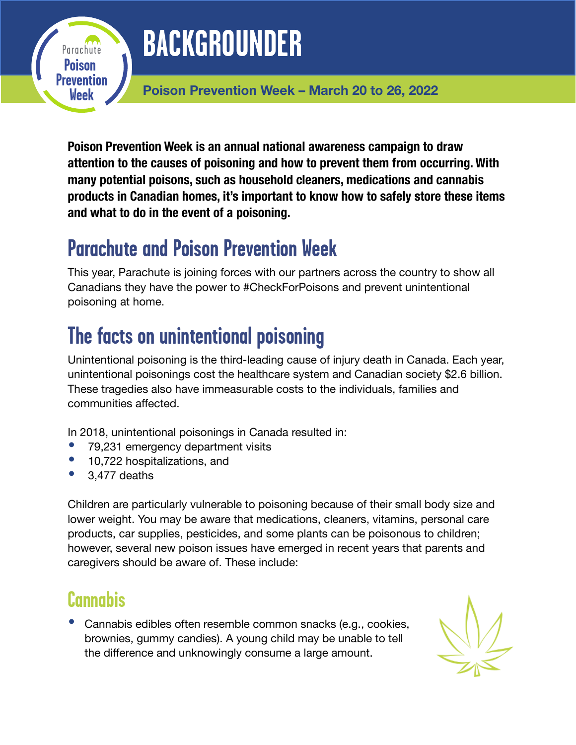# BACKGROUNDER

**Poison Prevention Week – March 20 to 26, 2022**

**Poison Prevention Week is an annual national awareness campaign to draw attention to the causes of poisoning and how to prevent them from occurring. With many potential poisons, such as household cleaners, medications and cannabis products in Canadian homes, it's important to know how to safely store these items and what to do in the event of a poisoning.**

## Parachute and Poison Prevention Week

This year, Parachute is joining forces with our partners across the country to show all Canadians they have the power to #CheckForPoisons and prevent unintentional poisoning at home.

## The facts on unintentional poisoning

Unintentional poisoning is the third-leading cause of injury death in Canada. Each year, unintentional poisonings cost the healthcare system and Canadian society $2.6 billion. These tragedies also have immeasurable costs to the individuals, families and communities affected.

In 2018, unintentional poisonings in Canada resulted in:

- 79,231 emergency department visits
- 10,722 hospitalizations, and
- 3,477 deaths

Children are particularly vulnerable to poisoning because of their small body size and lower weight. You may be aware that medications, cleaners, vitamins, personal care products, car supplies, pesticides, and some plants can be poisonous to children; however, several new poison issues have emerged in recent years that parents and caregivers should be aware of. These include:

### Cannabis

- Cannabis edibles often resemble common snacks (e.g., cookies, brownies, gummy candies). A young child may be unable to tell the difference and unknowingly consume a large amount.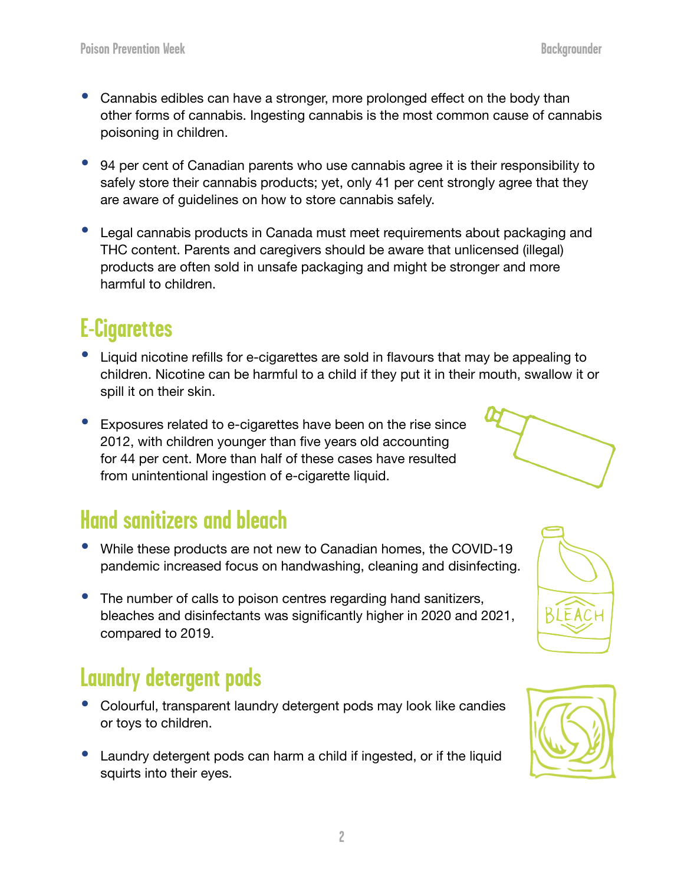- Cannabis edibles can have a stronger, more prolonged effect on the body than other forms of cannabis. Ingesting cannabis is the most common cause of cannabis poisoning in children.

- 94 per cent of Canadian parents who use cannabis agree it is their responsibility to safely store their cannabis products; yet, only 41 per cent strongly agree that they are aware of guidelines on how to store cannabis safely.

- Legal cannabis products in Canada must meet requirements about packaging and THC content. Parents and caregivers should be aware that unlicensed (illegal) products are often sold in unsafe packaging and might be stronger and more harmful to children.

## E-Cigarettes

- Liquid nicotine refills for e-cigarettes are sold in flavours that may be appealing to children. Nicotine can be harmful to a child if they put it in their mouth, swallow it or spill it on their skin.

- Exposures related to e-cigarettes have been on the rise since 2012, with children younger than five years old accounting for 44 per cent. More than half of these cases have resulted from unintentional ingestion of e-cigarette liquid.

## Hand sanitizers and bleach

- While these products are not new to Canadian homes, the COVID-19 pandemic increased focus on handwashing, cleaning and disinfecting.

- The number of calls to poison centres regarding hand sanitizers, bleaches and disinfectants was significantly higher in 2020 and 2021, compared to 2019.

## Laundry detergent pods

- Colourful, transparent laundry detergent pods may look like candies or toys to children.

- Laundry detergent pods can harm a child if ingested, or if the liquid squirts into their eyes.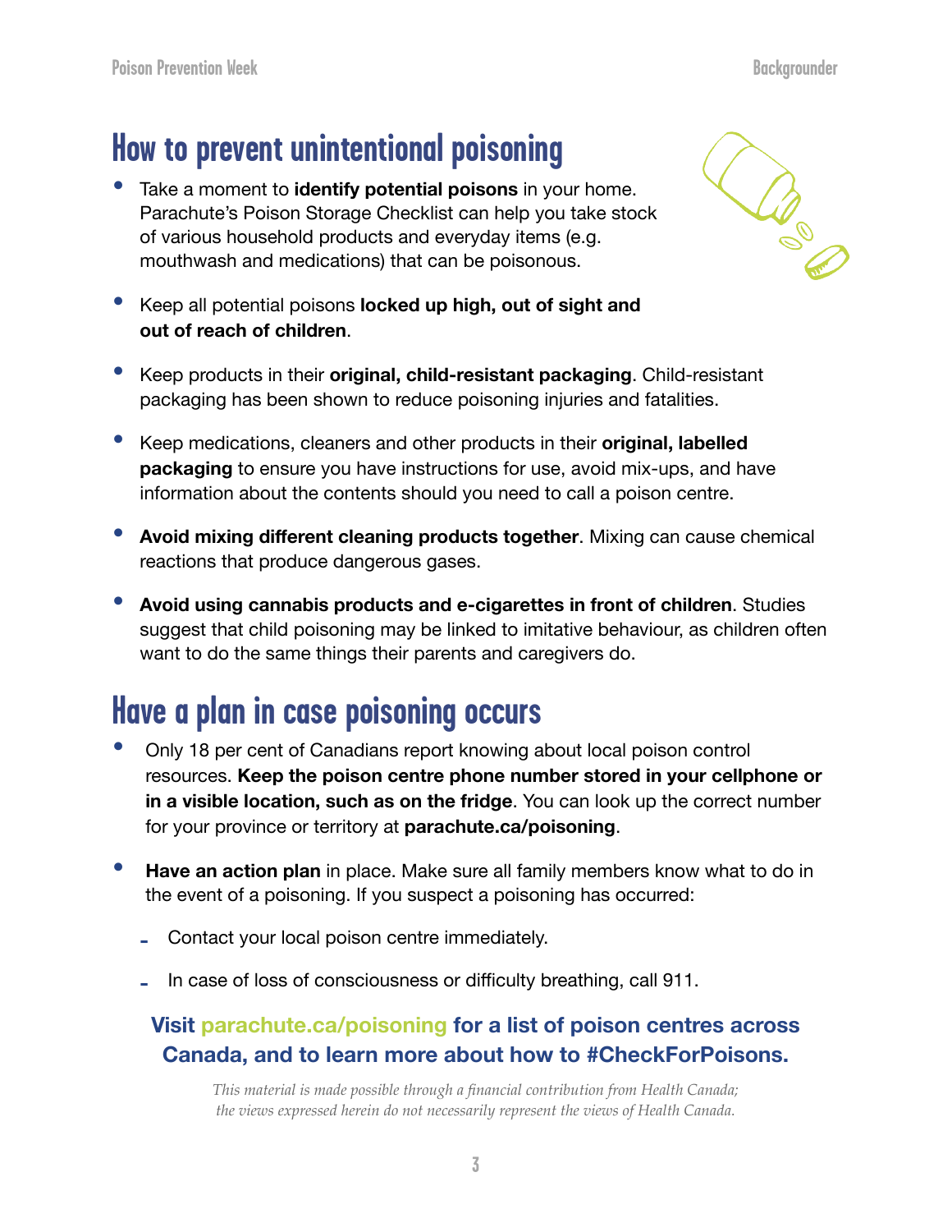## How to prevent unintentional poisoning

- Take a moment to **identify potential poisons** in your home. Parachute's Poison Storage Checklist can help you take stock of various household products and everyday items (e.g. mouthwash and medications) that can be poisonous.
- Keep all potential poisons **locked up high, out of sight and out of reach of children**.
- Keep products in their **original, child-resistant packaging**. Child-resistant packaging has been shown to reduce poisoning injuries and fatalities.
- Keep medications, cleaners and other products in their **original, labelled packaging** to ensure you have instructions for use, avoid mix-ups, and have information about the contents should you need to call a poison centre.
- **Avoid mixing different cleaning products together**. Mixing can cause chemical reactions that produce dangerous gases.
- **Avoid using cannabis products and e-cigarettes in front of children**. Studies suggest that child poisoning may be linked to imitative behaviour, as children often want to do the same things their parents and caregivers do.

## Have a plan in case poisoning occurs

- Only 18 per cent of Canadians report knowing about local poison control resources. **Keep the poison centre phone number stored in your cellphone or in a visible location, such as on the fridge**. You can look up the correct number for your province or territory at **parachute.ca/poisoning**.
- **Have an action plan** in place. Make sure all family members know what to do in the event of a poisoning. If you suspect a poisoning has occurred:
  - Contact your local poison centre immediately.
  - In case of loss of consciousness or difficulty breathing, call 911.

**Visit parachute.ca/poisoning for a list of poison centres across Canada, and to learn more about how to #CheckForPoisons.**

*This material is made possible through a financial contribution from Health Canada; the views expressed herein do not necessarily represent the views of Health Canada.*